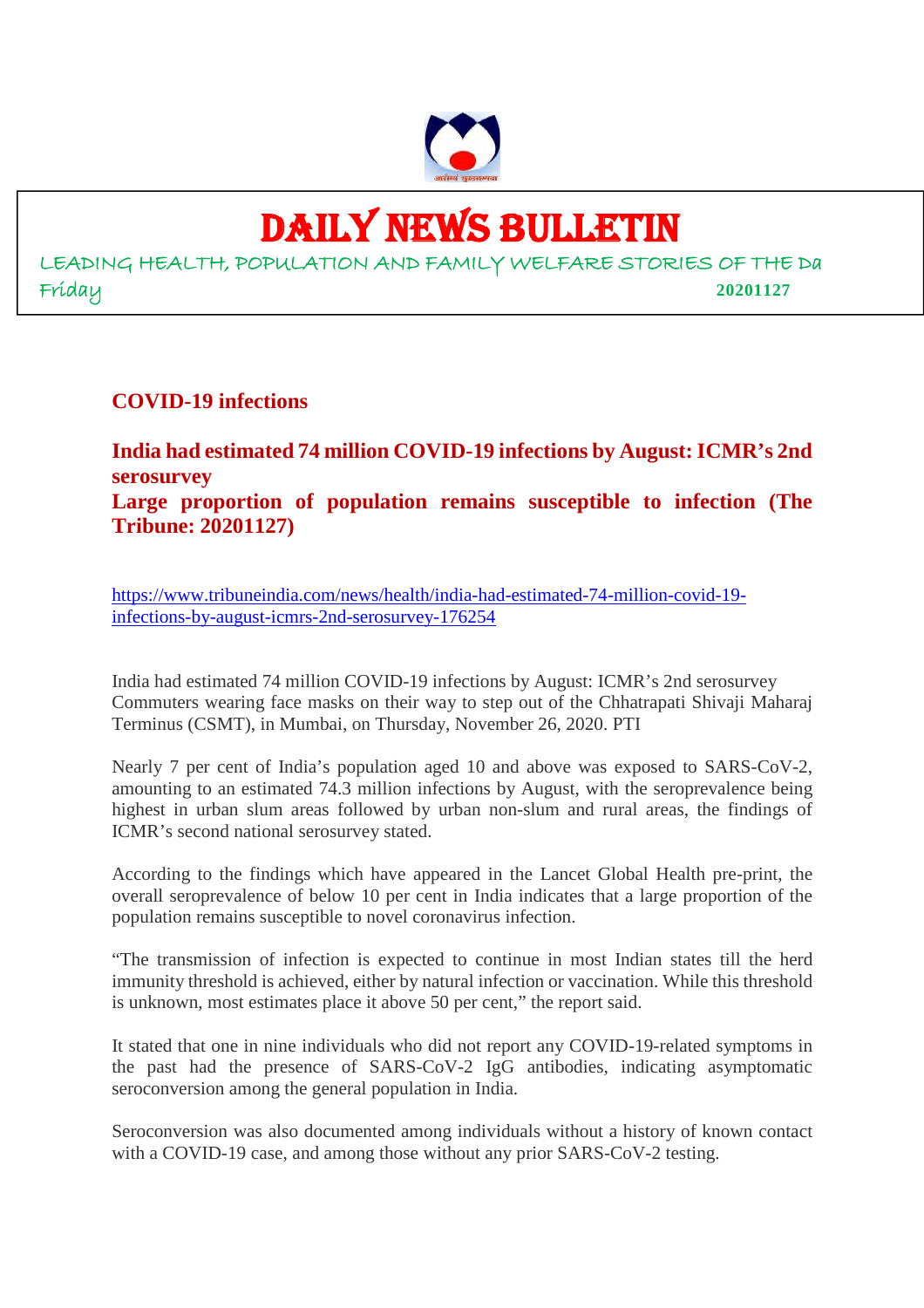# DAILY NEWS BULLETIN

LEADING HEALTH, POPULATION AND FAMILY WELFARE STORIES OF THE Da

Friday **20201127**

## COVID-19 infections

### India had estimated 74 million COVID-19 infections by August: ICMR's 2nd serosurvey

### Large proportion of population remains susceptible to infection (The Tribune: 20201127)

https://www.tribuneindia.com/news/health/india-had-estimated-74-million-covid-19-infections-by-august-icmrs-2nd-serosurvey-176254

India had estimated 74 million COVID-19 infections by August: ICMR's 2nd serosurvey Commuters wearing face masks on their way to step out of the Chhatrapati Shivaji Maharaj Terminus (CSMT), in Mumbai, on Thursday, November 26, 2020. PTI

Nearly 7 per cent of India's population aged 10 and above was exposed to SARS-CoV-2, amounting to an estimated 74.3 million infections by August, with the seroprevalence being highest in urban slum areas followed by urban non-slum and rural areas, the findings of ICMR's second national serosurvey stated.

According to the findings which have appeared in the Lancet Global Health pre-print, the overall seroprevalence of below 10 per cent in India indicates that a large proportion of the population remains susceptible to novel coronavirus infection.

"The transmission of infection is expected to continue in most Indian states till the herd immunity threshold is achieved, either by natural infection or vaccination. While this threshold is unknown, most estimates place it above 50 per cent," the report said.

It stated that one in nine individuals who did not report any COVID-19-related symptoms in the past had the presence of SARS-CoV-2 IgG antibodies, indicating asymptomatic seroconversion among the general population in India.

Seroconversion was also documented among individuals without a history of known contact with a COVID-19 case, and among those without any prior SARS-CoV-2 testing.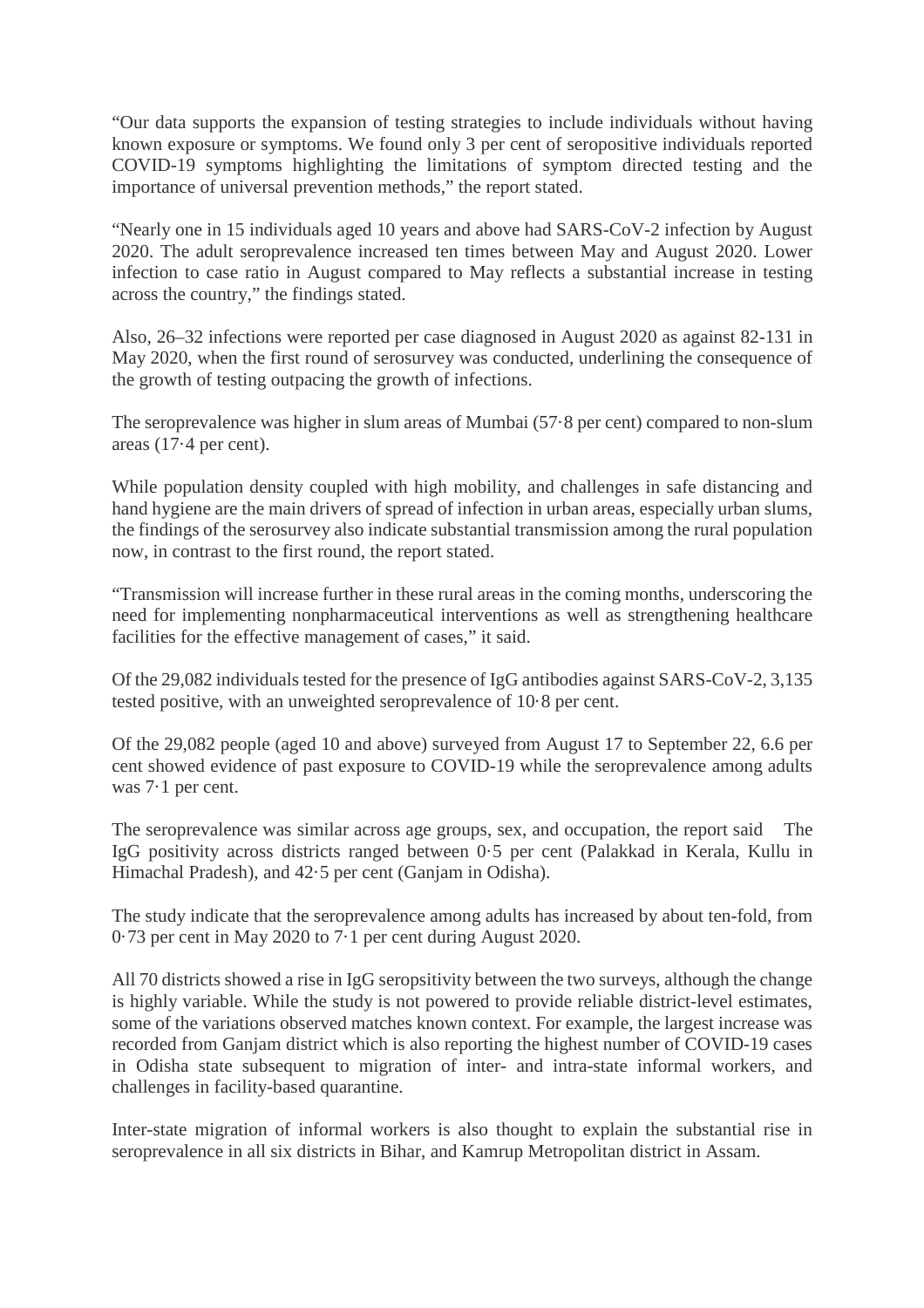"Our data supports the expansion of testing strategies to include individuals without having known exposure or symptoms. We found only 3 per cent of seropositive individuals reported COVID-19 symptoms highlighting the limitations of symptom directed testing and the importance of universal prevention methods," the report stated.

"Nearly one in 15 individuals aged 10 years and above had SARS-CoV-2 infection by August 2020. The adult seroprevalence increased ten times between May and August 2020. Lower infection to case ratio in August compared to May reflects a substantial increase in testing across the country," the findings stated.

Also, 26–32 infections were reported per case diagnosed in August 2020 as against 82-131 in May 2020, when the first round of serosurvey was conducted, underlining the consequence of the growth of testing outpacing the growth of infections.

The seroprevalence was higher in slum areas of Mumbai (57·8 per cent) compared to non-slum areas (17·4 per cent).

While population density coupled with high mobility, and challenges in safe distancing and hand hygiene are the main drivers of spread of infection in urban areas, especially urban slums, the findings of the serosurvey also indicate substantial transmission among the rural population now, in contrast to the first round, the report stated.

"Transmission will increase further in these rural areas in the coming months, underscoring the need for implementing nonpharmaceutical interventions as well as strengthening healthcare facilities for the effective management of cases," it said.

Of the 29,082 individuals tested for the presence of IgG antibodies against SARS-CoV-2, 3,135 tested positive, with an unweighted seroprevalence of 10·8 per cent.

Of the 29,082 people (aged 10 and above) surveyed from August 17 to September 22, 6.6 per cent showed evidence of past exposure to COVID-19 while the seroprevalence among adults was 7·1 per cent.

The seroprevalence was similar across age groups, sex, and occupation, the report said The IgG positivity across districts ranged between 0·5 per cent (Palakkad in Kerala, Kullu in Himachal Pradesh), and 42·5 per cent (Ganjam in Odisha).

The study indicate that the seroprevalence among adults has increased by about ten-fold, from 0·73 per cent in May 2020 to 7·1 per cent during August 2020.

All 70 districts showed a rise in IgG seropsitivity between the two surveys, although the change is highly variable. While the study is not powered to provide reliable district-level estimates, some of the variations observed matches known context. For example, the largest increase was recorded from Ganjam district which is also reporting the highest number of COVID-19 cases in Odisha state subsequent to migration of inter- and intra-state informal workers, and challenges in facility-based quarantine.

Inter-state migration of informal workers is also thought to explain the substantial rise in seroprevalence in all six districts in Bihar, and Kamrup Metropolitan district in Assam.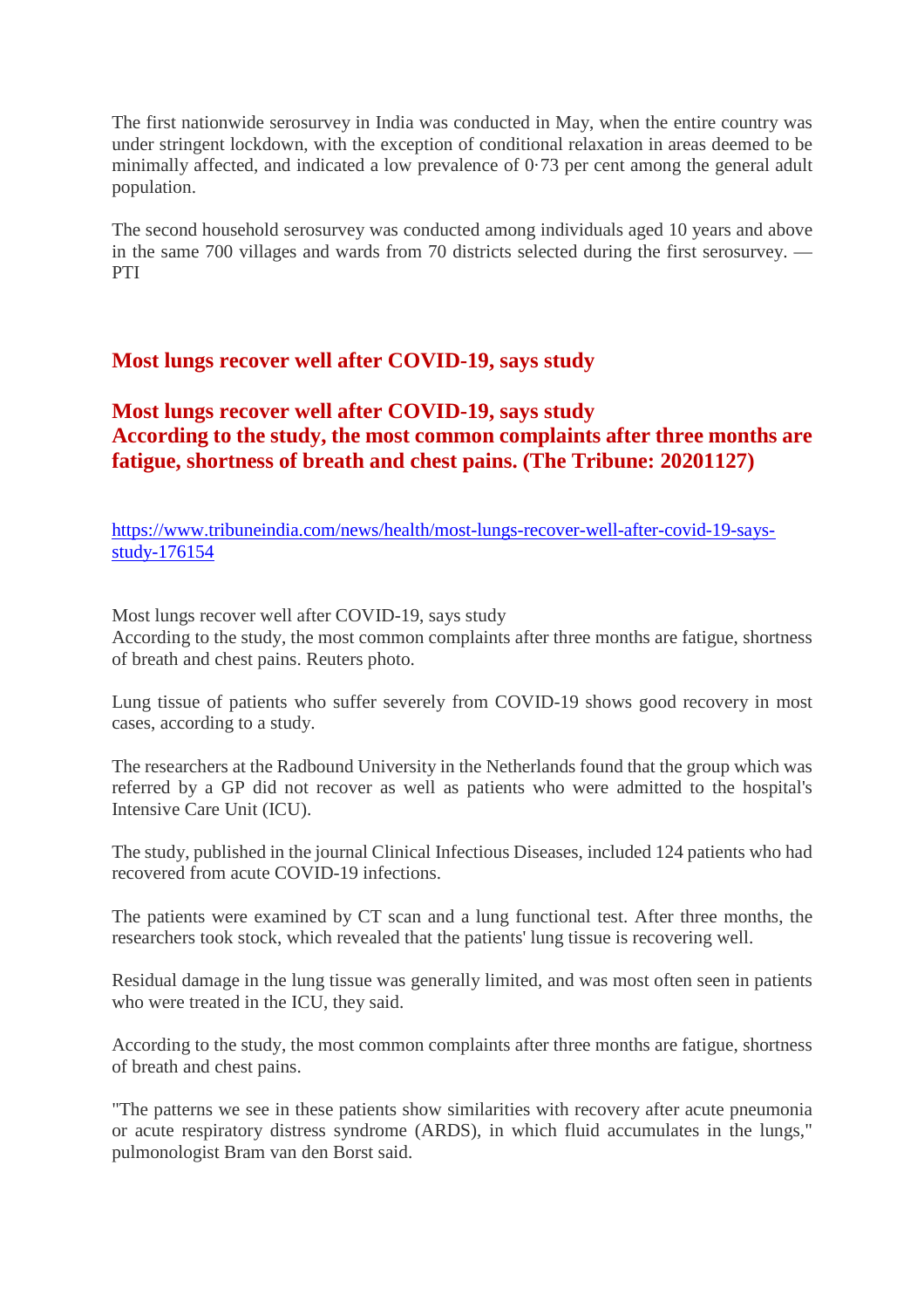The first nationwide serosurvey in India was conducted in May, when the entire country was under stringent lockdown, with the exception of conditional relaxation in areas deemed to be minimally affected, and indicated a low prevalence of 0·73 per cent among the general adult population.

The second household serosurvey was conducted among individuals aged 10 years and above in the same 700 villages and wards from 70 districts selected during the first serosurvey. — PTI

## Most lungs recover well after COVID-19, says study

## Most lungs recover well after COVID-19, says study
## According to the study, the most common complaints after three months are fatigue, shortness of breath and chest pains. (The Tribune: 20201127)

https://www.tribuneindia.com/news/health/most-lungs-recover-well-after-covid-19-says-study-176154

Most lungs recover well after COVID-19, says study
According to the study, the most common complaints after three months are fatigue, shortness of breath and chest pains. Reuters photo.

Lung tissue of patients who suffer severely from COVID-19 shows good recovery in most cases, according to a study.

The researchers at the Radbound University in the Netherlands found that the group which was referred by a GP did not recover as well as patients who were admitted to the hospital's Intensive Care Unit (ICU).

The study, published in the journal Clinical Infectious Diseases, included 124 patients who had recovered from acute COVID-19 infections.

The patients were examined by CT scan and a lung functional test. After three months, the researchers took stock, which revealed that the patients' lung tissue is recovering well.

Residual damage in the lung tissue was generally limited, and was most often seen in patients who were treated in the ICU, they said.

According to the study, the most common complaints after three months are fatigue, shortness of breath and chest pains.

"The patterns we see in these patients show similarities with recovery after acute pneumonia or acute respiratory distress syndrome (ARDS), in which fluid accumulates in the lungs," pulmonologist Bram van den Borst said.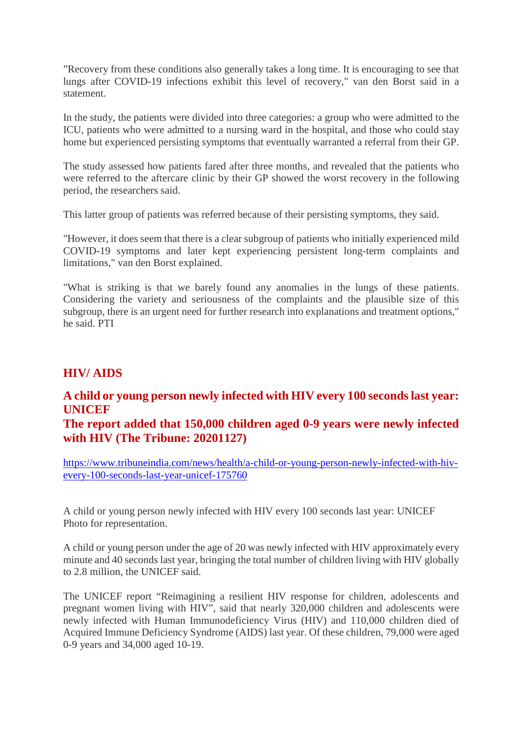”Recovery from these conditions also generally takes a long time. It is encouraging to see that lungs after COVID-19 infections exhibit this level of recovery," van den Borst said in a statement.

In the study, the patients were divided into three categories: a group who were admitted to the ICU, patients who were admitted to a nursing ward in the hospital, and those who could stay home but experienced persisting symptoms that eventually warranted a referral from their GP.

The study assessed how patients fared after three months, and revealed that the patients who were referred to the aftercare clinic by their GP showed the worst recovery in the following period, the researchers said.

This latter group of patients was referred because of their persisting symptoms, they said.

"However, it does seem that there is a clear subgroup of patients who initially experienced mild COVID-19 symptoms and later kept experiencing persistent long-term complaints and limitations," van den Borst explained.

"What is striking is that we barely found any anomalies in the lungs of these patients. Considering the variety and seriousness of the complaints and the plausible size of this subgroup, there is an urgent need for further research into explanations and treatment options," he said. PTI

## HIV/ AIDS

### A child or young person newly infected with HIV every 100 seconds last year: UNICEF
### The report added that 150,000 children aged 0-9 years were newly infected with HIV (The Tribune: 20201127)

https://www.tribuneindia.com/news/health/a-child-or-young-person-newly-infected-with-hiv-every-100-seconds-last-year-unicef-175760

A child or young person newly infected with HIV every 100 seconds last year: UNICEF
Photo for representation.

A child or young person under the age of 20 was newly infected with HIV approximately every minute and 40 seconds last year, bringing the total number of children living with HIV globally to 2.8 million, the UNICEF said.

The UNICEF report “Reimagining a resilient HIV response for children, adolescents and pregnant women living with HIV”, said that nearly 320,000 children and adolescents were newly infected with Human Immunodeficiency Virus (HIV) and 110,000 children died of Acquired Immune Deficiency Syndrome (AIDS) last year. Of these children, 79,000 were aged 0-9 years and 34,000 aged 10-19.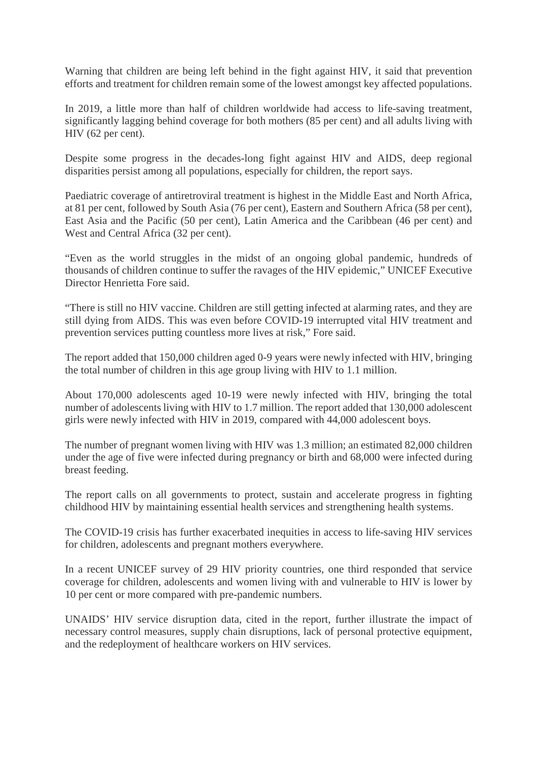Warning that children are being left behind in the fight against HIV, it said that prevention efforts and treatment for children remain some of the lowest amongst key affected populations.

In 2019, a little more than half of children worldwide had access to life-saving treatment, significantly lagging behind coverage for both mothers (85 per cent) and all adults living with HIV (62 per cent).

Despite some progress in the decades-long fight against HIV and AIDS, deep regional disparities persist among all populations, especially for children, the report says.

Paediatric coverage of antiretroviral treatment is highest in the Middle East and North Africa, at 81 per cent, followed by South Asia (76 per cent), Eastern and Southern Africa (58 per cent), East Asia and the Pacific (50 per cent), Latin America and the Caribbean (46 per cent) and West and Central Africa (32 per cent).

"Even as the world struggles in the midst of an ongoing global pandemic, hundreds of thousands of children continue to suffer the ravages of the HIV epidemic," UNICEF Executive Director Henrietta Fore said.

"There is still no HIV vaccine. Children are still getting infected at alarming rates, and they are still dying from AIDS. This was even before COVID-19 interrupted vital HIV treatment and prevention services putting countless more lives at risk," Fore said.

The report added that 150,000 children aged 0-9 years were newly infected with HIV, bringing the total number of children in this age group living with HIV to 1.1 million.

About 170,000 adolescents aged 10-19 were newly infected with HIV, bringing the total number of adolescents living with HIV to 1.7 million. The report added that 130,000 adolescent girls were newly infected with HIV in 2019, compared with 44,000 adolescent boys.

The number of pregnant women living with HIV was 1.3 million; an estimated 82,000 children under the age of five were infected during pregnancy or birth and 68,000 were infected during breast feeding.

The report calls on all governments to protect, sustain and accelerate progress in fighting childhood HIV by maintaining essential health services and strengthening health systems.

The COVID-19 crisis has further exacerbated inequities in access to life-saving HIV services for children, adolescents and pregnant mothers everywhere.

In a recent UNICEF survey of 29 HIV priority countries, one third responded that service coverage for children, adolescents and women living with and vulnerable to HIV is lower by 10 per cent or more compared with pre-pandemic numbers.

UNAIDS' HIV service disruption data, cited in the report, further illustrate the impact of necessary control measures, supply chain disruptions, lack of personal protective equipment, and the redeployment of healthcare workers on HIV services.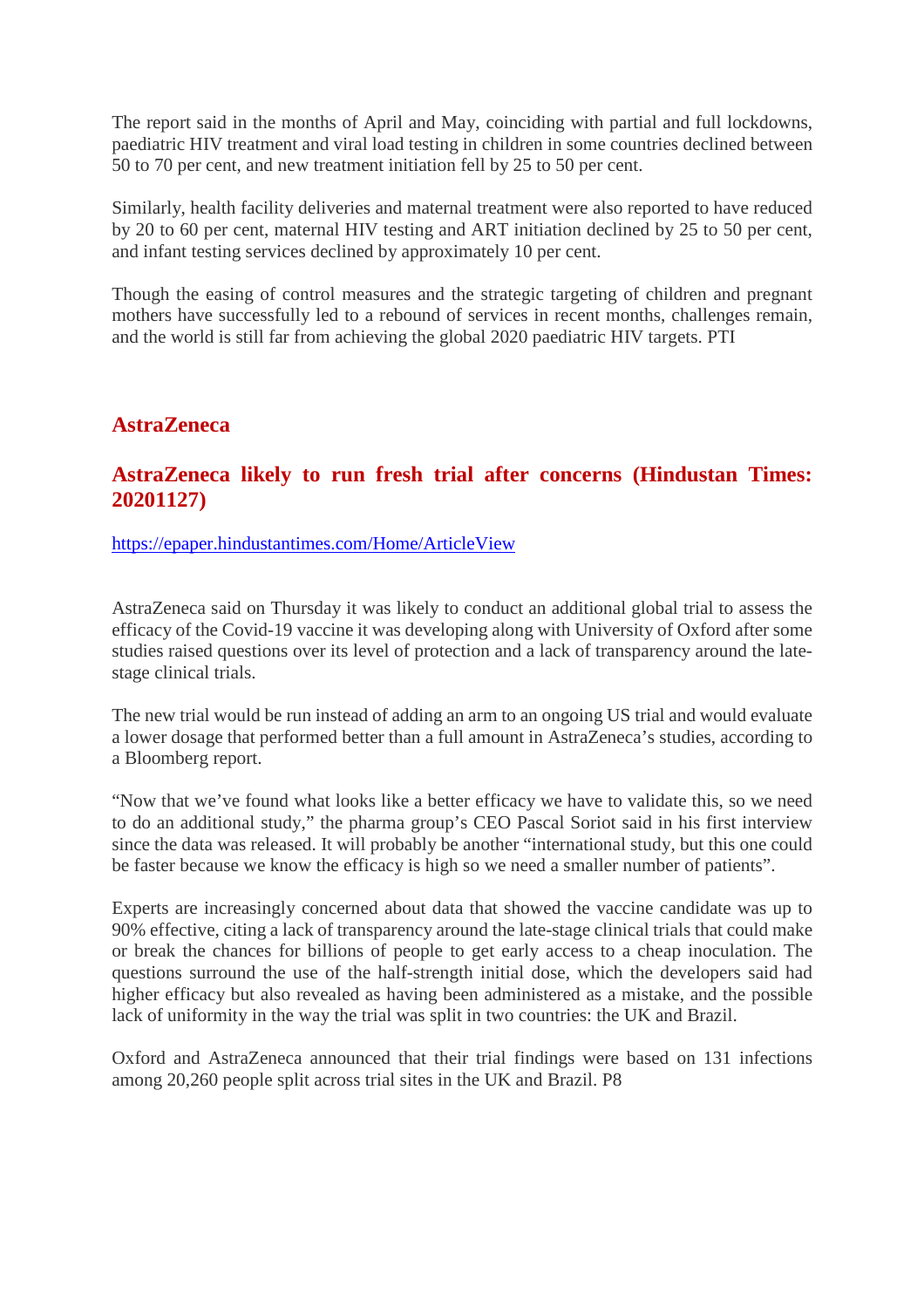The report said in the months of April and May, coinciding with partial and full lockdowns, paediatric HIV treatment and viral load testing in children in some countries declined between 50 to 70 per cent, and new treatment initiation fell by 25 to 50 per cent.

Similarly, health facility deliveries and maternal treatment were also reported to have reduced by 20 to 60 per cent, maternal HIV testing and ART initiation declined by 25 to 50 per cent, and infant testing services declined by approximately 10 per cent.

Though the easing of control measures and the strategic targeting of children and pregnant mothers have successfully led to a rebound of services in recent months, challenges remain, and the world is still far from achieving the global 2020 paediatric HIV targets. PTI

## AstraZeneca

### AstraZeneca likely to run fresh trial after concerns (Hindustan Times: 20201127)

https://epaper.hindustantimes.com/Home/ArticleView

AstraZeneca said on Thursday it was likely to conduct an additional global trial to assess the efficacy of the Covid-19 vaccine it was developing along with University of Oxford after some studies raised questions over its level of protection and a lack of transparency around the late-stage clinical trials.

The new trial would be run instead of adding an arm to an ongoing US trial and would evaluate a lower dosage that performed better than a full amount in AstraZeneca's studies, according to a Bloomberg report.

"Now that we've found what looks like a better efficacy we have to validate this, so we need to do an additional study," the pharma group's CEO Pascal Soriot said in his first interview since the data was released. It will probably be another "international study, but this one could be faster because we know the efficacy is high so we need a smaller number of patients".

Experts are increasingly concerned about data that showed the vaccine candidate was up to 90% effective, citing a lack of transparency around the late-stage clinical trials that could make or break the chances for billions of people to get early access to a cheap inoculation. The questions surround the use of the half-strength initial dose, which the developers said had higher efficacy but also revealed as having been administered as a mistake, and the possible lack of uniformity in the way the trial was split in two countries: the UK and Brazil.

Oxford and AstraZeneca announced that their trial findings were based on 131 infections among 20,260 people split across trial sites in the UK and Brazil. P8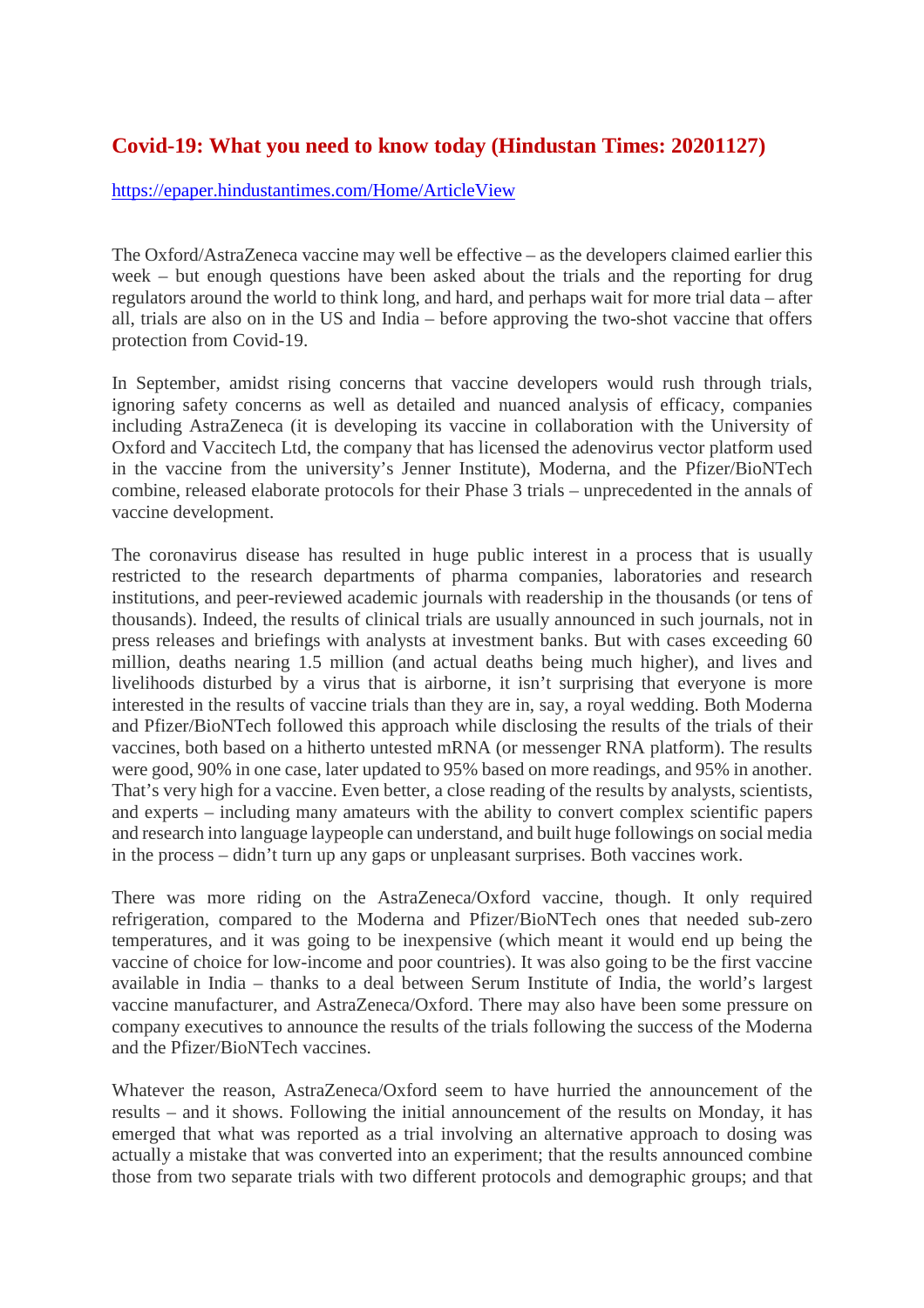## Covid-19: What you need to know today (Hindustan Times: 20201127)

https://epaper.hindustantimes.com/Home/ArticleView

The Oxford/AstraZeneca vaccine may well be effective – as the developers claimed earlier this week – but enough questions have been asked about the trials and the reporting for drug regulators around the world to think long, and hard, and perhaps wait for more trial data – after all, trials are also on in the US and India – before approving the two-shot vaccine that offers protection from Covid-19.

In September, amidst rising concerns that vaccine developers would rush through trials, ignoring safety concerns as well as detailed and nuanced analysis of efficacy, companies including AstraZeneca (it is developing its vaccine in collaboration with the University of Oxford and Vaccitech Ltd, the company that has licensed the adenovirus vector platform used in the vaccine from the university's Jenner Institute), Moderna, and the Pfizer/BioNTech combine, released elaborate protocols for their Phase 3 trials – unprecedented in the annals of vaccine development.

The coronavirus disease has resulted in huge public interest in a process that is usually restricted to the research departments of pharma companies, laboratories and research institutions, and peer-reviewed academic journals with readership in the thousands (or tens of thousands). Indeed, the results of clinical trials are usually announced in such journals, not in press releases and briefings with analysts at investment banks. But with cases exceeding 60 million, deaths nearing 1.5 million (and actual deaths being much higher), and lives and livelihoods disturbed by a virus that is airborne, it isn't surprising that everyone is more interested in the results of vaccine trials than they are in, say, a royal wedding. Both Moderna and Pfizer/BioNTech followed this approach while disclosing the results of the trials of their vaccines, both based on a hitherto untested mRNA (or messenger RNA platform). The results were good, 90% in one case, later updated to 95% based on more readings, and 95% in another. That's very high for a vaccine. Even better, a close reading of the results by analysts, scientists, and experts – including many amateurs with the ability to convert complex scientific papers and research into language laypeople can understand, and built huge followings on social media in the process – didn't turn up any gaps or unpleasant surprises. Both vaccines work.

There was more riding on the AstraZeneca/Oxford vaccine, though. It only required refrigeration, compared to the Moderna and Pfizer/BioNTech ones that needed sub-zero temperatures, and it was going to be inexpensive (which meant it would end up being the vaccine of choice for low-income and poor countries). It was also going to be the first vaccine available in India – thanks to a deal between Serum Institute of India, the world's largest vaccine manufacturer, and AstraZeneca/Oxford. There may also have been some pressure on company executives to announce the results of the trials following the success of the Moderna and the Pfizer/BioNTech vaccines.

Whatever the reason, AstraZeneca/Oxford seem to have hurried the announcement of the results – and it shows. Following the initial announcement of the results on Monday, it has emerged that what was reported as a trial involving an alternative approach to dosing was actually a mistake that was converted into an experiment; that the results announced combine those from two separate trials with two different protocols and demographic groups; and that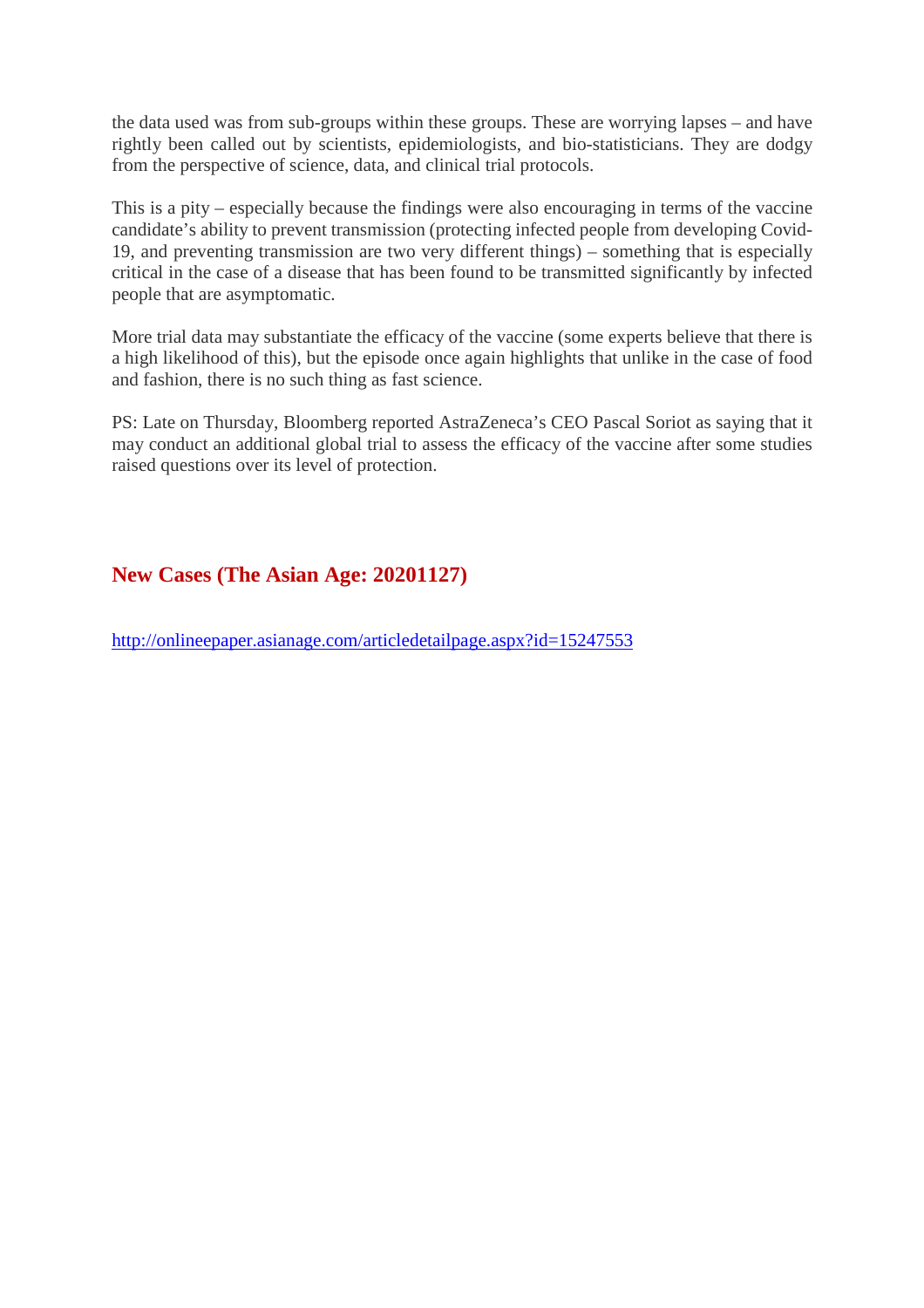the data used was from sub-groups within these groups. These are worrying lapses – and have rightly been called out by scientists, epidemiologists, and bio-statisticians. They are dodgy from the perspective of science, data, and clinical trial protocols.

This is a pity – especially because the findings were also encouraging in terms of the vaccine candidate's ability to prevent transmission (protecting infected people from developing Covid-19, and preventing transmission are two very different things) – something that is especially critical in the case of a disease that has been found to be transmitted significantly by infected people that are asymptomatic.

More trial data may substantiate the efficacy of the vaccine (some experts believe that there is a high likelihood of this), but the episode once again highlights that unlike in the case of food and fashion, there is no such thing as fast science.

PS: Late on Thursday, Bloomberg reported AstraZeneca's CEO Pascal Soriot as saying that it may conduct an additional global trial to assess the efficacy of the vaccine after some studies raised questions over its level of protection.

## New Cases (The Asian Age: 20201127)

http://onlineepaper.asianage.com/articledetailpage.aspx?id=15247553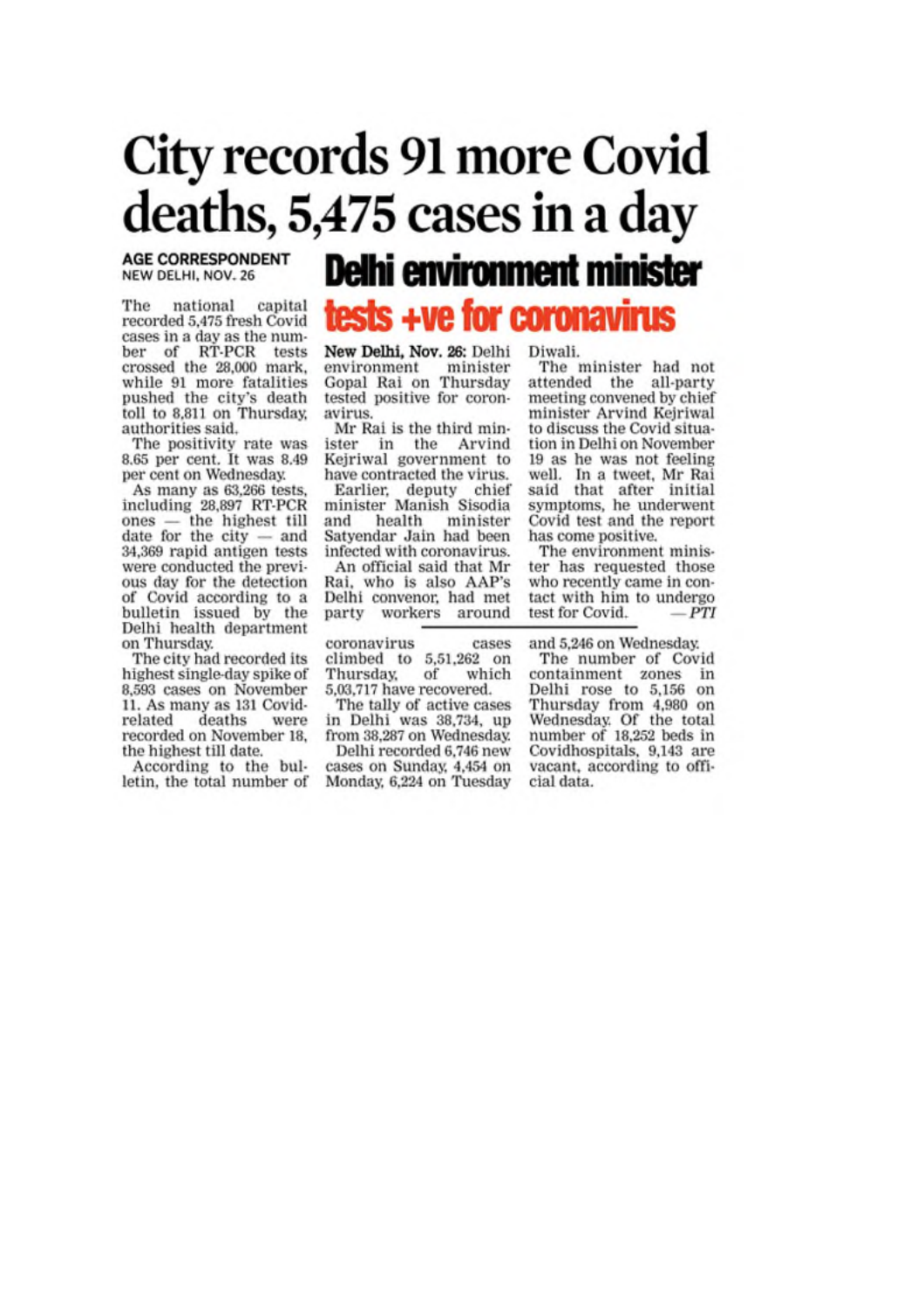# City records 91 more Covid deaths, 5,475 cases in a day

**AGE CORRESPONDENT**
NEW DELHI, NOV. 26

The national capital recorded 5,475 fresh Covid cases in a day as the number of RT-PCR tests crossed the 28,000 mark, while 91 more fatalities pushed the city's death toll to 8,811 on Thursday, authorities said.

The positivity rate was 8.65 per cent. It was 8.49 per cent on Wednesday.

As many as 63,266 tests, including 28,897 RT-PCR ones — the highest till date for the city — and 34,369 rapid antigen tests were conducted the previous day for the detection of Covid according to a bulletin issued by the Delhi health department on Thursday.

The city had recorded its highest single-day spike of 8,593 cases on November 11. As many as 131 Covid-related deaths were recorded on November 18, the highest till date.

According to the bulletin, the total number of coronavirus cases climbed to 5,51,262 on Thursday, of which 5,03,717 have recovered.

The tally of active cases in Delhi was 38,734, up from 38,287 on Wednesday.

Delhi recorded 6,746 new cases on Sunday, 4,454 on Monday, 6,224 on Tuesday and 5,246 on Wednesday.

The number of Covid containment zones in Delhi rose to 5,156 on Thursday from 4,980 on Wednesday. Of the total number of 18,252 beds in Covidhospitals, 9,143 are vacant, according to official data.

## Delhi environment minister tests +ve for coronavirus

**New Delhi, Nov. 26:** Delhi environment minister Gopal Rai on Thursday tested positive for coronavirus.

Mr Rai is the third minister in the Arvind Kejriwal government to have contracted the virus.

Earlier, deputy chief minister Manish Sisodia and health minister Satyendar Jain had been infected with coronavirus.

An official said that Mr Rai, who is also AAP's Delhi convenor, had met party workers around Diwali.

The minister had not attended the all-party meeting convened by chief minister Arvind Kejriwal to discuss the Covid situation in Delhi on November 19 as he was not feeling well. In a tweet, Mr Rai said that after initial symptoms, he underwent Covid test and the report has come positive.

The environment minister has requested those who recently came in contact with him to undergo test for Covid. *— PTI*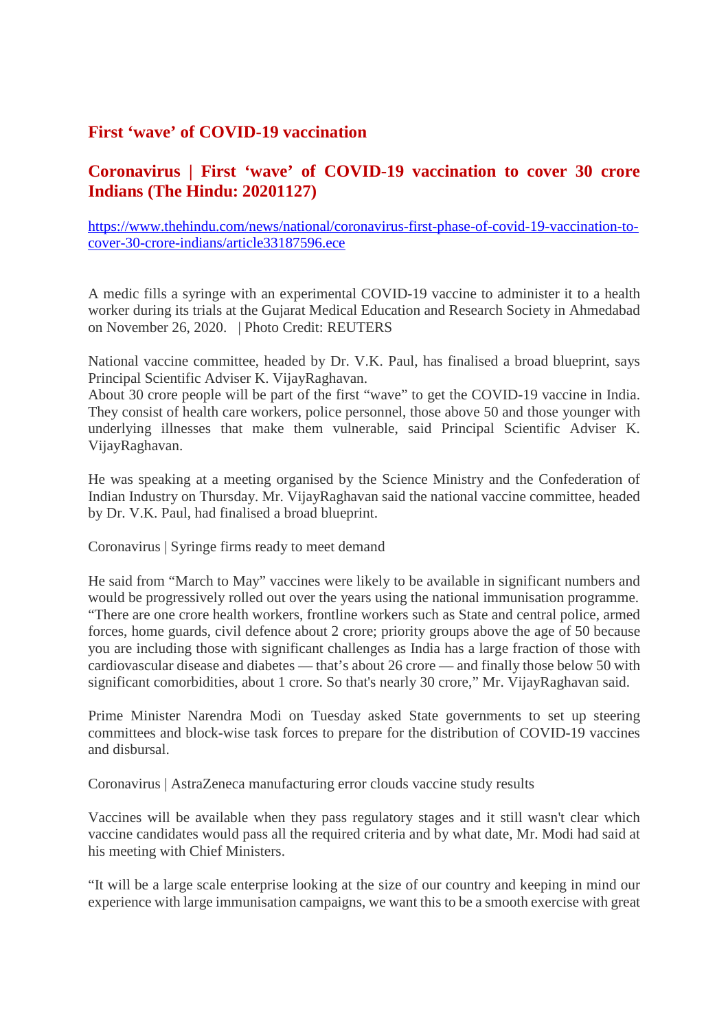## First 'wave' of COVID-19 vaccination

## Coronavirus | First 'wave' of COVID-19 vaccination to cover 30 crore Indians (The Hindu: 20201127)

https://www.thehindu.com/news/national/coronavirus-first-phase-of-covid-19-vaccination-to-cover-30-crore-indians/article33187596.ece

A medic fills a syringe with an experimental COVID-19 vaccine to administer it to a health worker during its trials at the Gujarat Medical Education and Research Society in Ahmedabad on November 26, 2020. | Photo Credit: REUTERS

National vaccine committee, headed by Dr. V.K. Paul, has finalised a broad blueprint, says Principal Scientific Adviser K. VijayRaghavan.
About 30 crore people will be part of the first "wave" to get the COVID-19 vaccine in India. They consist of health care workers, police personnel, those above 50 and those younger with underlying illnesses that make them vulnerable, said Principal Scientific Adviser K. VijayRaghavan.

He was speaking at a meeting organised by the Science Ministry and the Confederation of Indian Industry on Thursday. Mr. VijayRaghavan said the national vaccine committee, headed by Dr. V.K. Paul, had finalised a broad blueprint.

Coronavirus | Syringe firms ready to meet demand

He said from "March to May" vaccines were likely to be available in significant numbers and would be progressively rolled out over the years using the national immunisation programme. "There are one crore health workers, frontline workers such as State and central police, armed forces, home guards, civil defence about 2 crore; priority groups above the age of 50 because you are including those with significant challenges as India has a large fraction of those with cardiovascular disease and diabetes — that's about 26 crore — and finally those below 50 with significant comorbidities, about 1 crore. So that's nearly 30 crore," Mr. VijayRaghavan said.

Prime Minister Narendra Modi on Tuesday asked State governments to set up steering committees and block-wise task forces to prepare for the distribution of COVID-19 vaccines and disbursal.

Coronavirus | AstraZeneca manufacturing error clouds vaccine study results

Vaccines will be available when they pass regulatory stages and it still wasn't clear which vaccine candidates would pass all the required criteria and by what date, Mr. Modi had said at his meeting with Chief Ministers.

"It will be a large scale enterprise looking at the size of our country and keeping in mind our experience with large immunisation campaigns, we want this to be a smooth exercise with great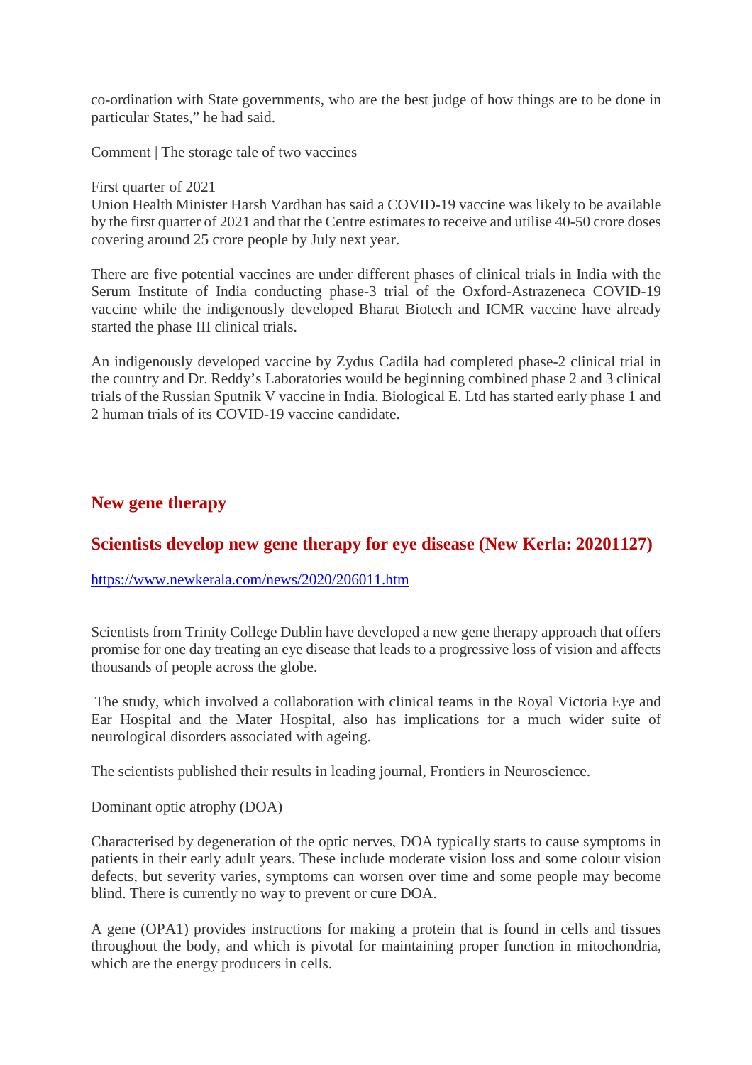co-ordination with State governments, who are the best judge of how things are to be done in particular States," he had said.

Comment | The storage tale of two vaccines

First quarter of 2021

Union Health Minister Harsh Vardhan has said a COVID-19 vaccine was likely to be available by the first quarter of 2021 and that the Centre estimates to receive and utilise 40-50 crore doses covering around 25 crore people by July next year.

There are five potential vaccines are under different phases of clinical trials in India with the Serum Institute of India conducting phase-3 trial of the Oxford-Astrazeneca COVID-19 vaccine while the indigenously developed Bharat Biotech and ICMR vaccine have already started the phase III clinical trials.

An indigenously developed vaccine by Zydus Cadila had completed phase-2 clinical trial in the country and Dr. Reddy's Laboratories would be beginning combined phase 2 and 3 clinical trials of the Russian Sputnik V vaccine in India. Biological E. Ltd has started early phase 1 and 2 human trials of its COVID-19 vaccine candidate.

## New gene therapy

## Scientists develop new gene therapy for eye disease (New Kerla: 20201127)

https://www.newkerala.com/news/2020/206011.htm

Scientists from Trinity College Dublin have developed a new gene therapy approach that offers promise for one day treating an eye disease that leads to a progressive loss of vision and affects thousands of people across the globe.

The study, which involved a collaboration with clinical teams in the Royal Victoria Eye and Ear Hospital and the Mater Hospital, also has implications for a much wider suite of neurological disorders associated with ageing.

The scientists published their results in leading journal, Frontiers in Neuroscience.

Dominant optic atrophy (DOA)

Characterised by degeneration of the optic nerves, DOA typically starts to cause symptoms in patients in their early adult years. These include moderate vision loss and some colour vision defects, but severity varies, symptoms can worsen over time and some people may become blind. There is currently no way to prevent or cure DOA.

A gene (OPA1) provides instructions for making a protein that is found in cells and tissues throughout the body, and which is pivotal for maintaining proper function in mitochondria, which are the energy producers in cells.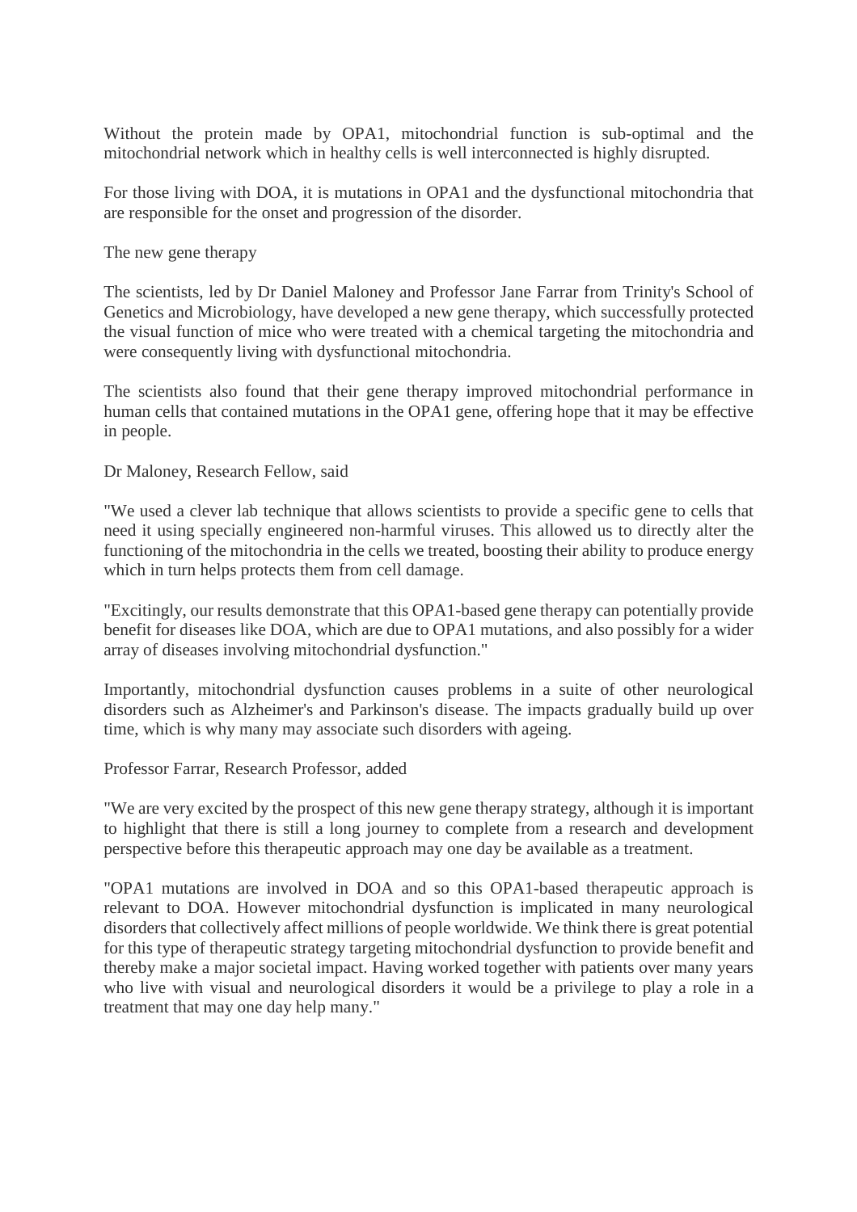Without the protein made by OPA1, mitochondrial function is sub-optimal and the mitochondrial network which in healthy cells is well interconnected is highly disrupted.

For those living with DOA, it is mutations in OPA1 and the dysfunctional mitochondria that are responsible for the onset and progression of the disorder.

The new gene therapy

The scientists, led by Dr Daniel Maloney and Professor Jane Farrar from Trinity's School of Genetics and Microbiology, have developed a new gene therapy, which successfully protected the visual function of mice who were treated with a chemical targeting the mitochondria and were consequently living with dysfunctional mitochondria.

The scientists also found that their gene therapy improved mitochondrial performance in human cells that contained mutations in the OPA1 gene, offering hope that it may be effective in people.

Dr Maloney, Research Fellow, said

"We used a clever lab technique that allows scientists to provide a specific gene to cells that need it using specially engineered non-harmful viruses. This allowed us to directly alter the functioning of the mitochondria in the cells we treated, boosting their ability to produce energy which in turn helps protects them from cell damage.

"Excitingly, our results demonstrate that this OPA1-based gene therapy can potentially provide benefit for diseases like DOA, which are due to OPA1 mutations, and also possibly for a wider array of diseases involving mitochondrial dysfunction."

Importantly, mitochondrial dysfunction causes problems in a suite of other neurological disorders such as Alzheimer's and Parkinson's disease. The impacts gradually build up over time, which is why many may associate such disorders with ageing.

Professor Farrar, Research Professor, added

"We are very excited by the prospect of this new gene therapy strategy, although it is important to highlight that there is still a long journey to complete from a research and development perspective before this therapeutic approach may one day be available as a treatment.

"OPA1 mutations are involved in DOA and so this OPA1-based therapeutic approach is relevant to DOA. However mitochondrial dysfunction is implicated in many neurological disorders that collectively affect millions of people worldwide. We think there is great potential for this type of therapeutic strategy targeting mitochondrial dysfunction to provide benefit and thereby make a major societal impact. Having worked together with patients over many years who live with visual and neurological disorders it would be a privilege to play a role in a treatment that may one day help many."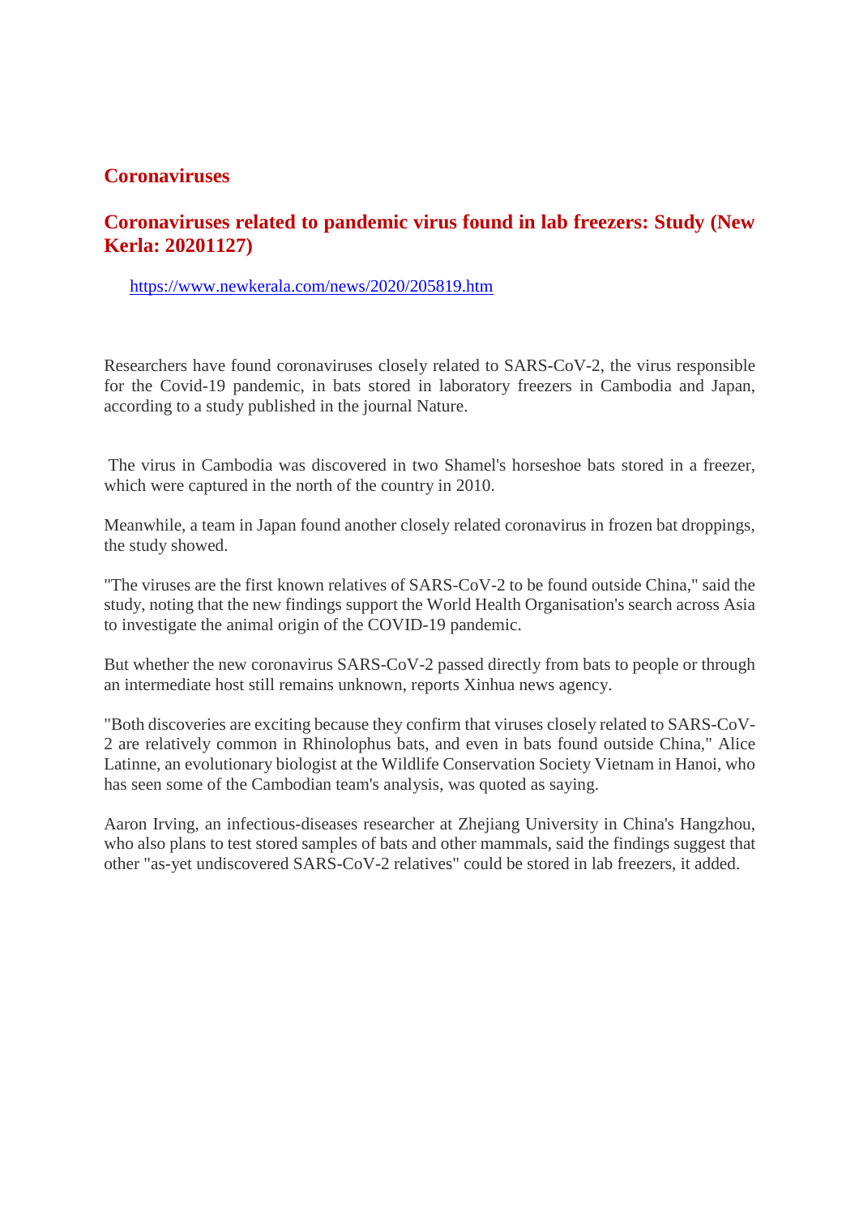## Coronaviruses

### Coronaviruses related to pandemic virus found in lab freezers: Study (New Kerla: 20201127)

https://www.newkerala.com/news/2020/205819.htm

Researchers have found coronaviruses closely related to SARS-CoV-2, the virus responsible for the Covid-19 pandemic, in bats stored in laboratory freezers in Cambodia and Japan, according to a study published in the journal Nature.

The virus in Cambodia was discovered in two Shamel's horseshoe bats stored in a freezer, which were captured in the north of the country in 2010.

Meanwhile, a team in Japan found another closely related coronavirus in frozen bat droppings, the study showed.

"The viruses are the first known relatives of SARS-CoV-2 to be found outside China," said the study, noting that the new findings support the World Health Organisation's search across Asia to investigate the animal origin of the COVID-19 pandemic.

But whether the new coronavirus SARS-CoV-2 passed directly from bats to people or through an intermediate host still remains unknown, reports Xinhua news agency.

"Both discoveries are exciting because they confirm that viruses closely related to SARS-CoV-2 are relatively common in Rhinolophus bats, and even in bats found outside China," Alice Latinne, an evolutionary biologist at the Wildlife Conservation Society Vietnam in Hanoi, who has seen some of the Cambodian team's analysis, was quoted as saying.

Aaron Irving, an infectious-diseases researcher at Zhejiang University in China's Hangzhou, who also plans to test stored samples of bats and other mammals, said the findings suggest that other "as-yet undiscovered SARS-CoV-2 relatives" could be stored in lab freezers, it added.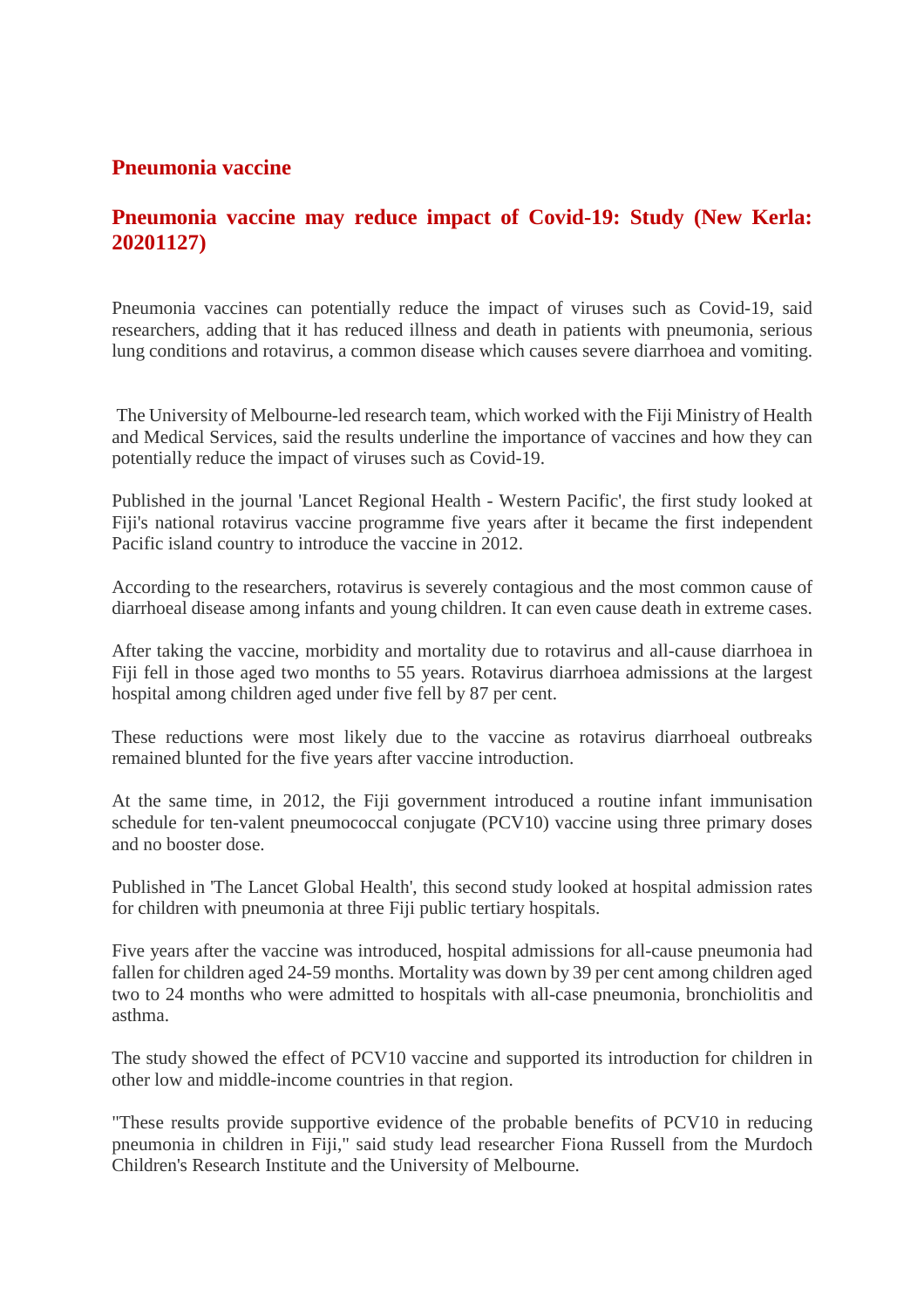## Pneumonia vaccine

## Pneumonia vaccine may reduce impact of Covid-19: Study (New Kerla: 20201127)

Pneumonia vaccines can potentially reduce the impact of viruses such as Covid-19, said researchers, adding that it has reduced illness and death in patients with pneumonia, serious lung conditions and rotavirus, a common disease which causes severe diarrhoea and vomiting.

The University of Melbourne-led research team, which worked with the Fiji Ministry of Health and Medical Services, said the results underline the importance of vaccines and how they can potentially reduce the impact of viruses such as Covid-19.

Published in the journal 'Lancet Regional Health - Western Pacific', the first study looked at Fiji's national rotavirus vaccine programme five years after it became the first independent Pacific island country to introduce the vaccine in 2012.

According to the researchers, rotavirus is severely contagious and the most common cause of diarrhoeal disease among infants and young children. It can even cause death in extreme cases.

After taking the vaccine, morbidity and mortality due to rotavirus and all-cause diarrhoea in Fiji fell in those aged two months to 55 years. Rotavirus diarrhoea admissions at the largest hospital among children aged under five fell by 87 per cent.

These reductions were most likely due to the vaccine as rotavirus diarrhoeal outbreaks remained blunted for the five years after vaccine introduction.

At the same time, in 2012, the Fiji government introduced a routine infant immunisation schedule for ten-valent pneumococcal conjugate (PCV10) vaccine using three primary doses and no booster dose.

Published in 'The Lancet Global Health', this second study looked at hospital admission rates for children with pneumonia at three Fiji public tertiary hospitals.

Five years after the vaccine was introduced, hospital admissions for all-cause pneumonia had fallen for children aged 24-59 months. Mortality was down by 39 per cent among children aged two to 24 months who were admitted to hospitals with all-case pneumonia, bronchiolitis and asthma.

The study showed the effect of PCV10 vaccine and supported its introduction for children in other low and middle-income countries in that region.

"These results provide supportive evidence of the probable benefits of PCV10 in reducing pneumonia in children in Fiji," said study lead researcher Fiona Russell from the Murdoch Children's Research Institute and the University of Melbourne.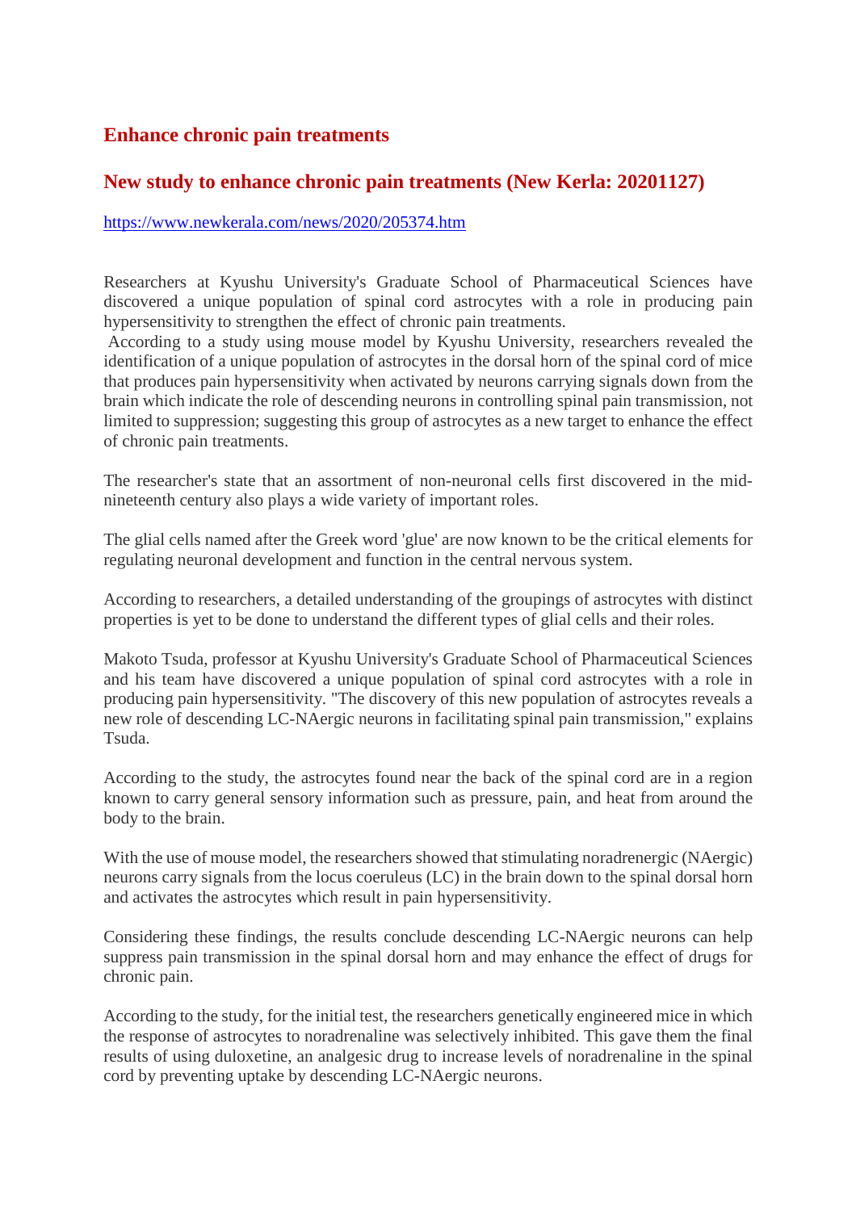# Enhance chronic pain treatments

## New study to enhance chronic pain treatments (New Kerla: 20201127)

https://www.newkerala.com/news/2020/205374.htm

Researchers at Kyushu University's Graduate School of Pharmaceutical Sciences have discovered a unique population of spinal cord astrocytes with a role in producing pain hypersensitivity to strengthen the effect of chronic pain treatments.
According to a study using mouse model by Kyushu University, researchers revealed the identification of a unique population of astrocytes in the dorsal horn of the spinal cord of mice that produces pain hypersensitivity when activated by neurons carrying signals down from the brain which indicate the role of descending neurons in controlling spinal pain transmission, not limited to suppression; suggesting this group of astrocytes as a new target to enhance the effect of chronic pain treatments.

The researcher's state that an assortment of non-neuronal cells first discovered in the mid-nineteenth century also plays a wide variety of important roles.

The glial cells named after the Greek word 'glue' are now known to be the critical elements for regulating neuronal development and function in the central nervous system.

According to researchers, a detailed understanding of the groupings of astrocytes with distinct properties is yet to be done to understand the different types of glial cells and their roles.

Makoto Tsuda, professor at Kyushu University's Graduate School of Pharmaceutical Sciences and his team have discovered a unique population of spinal cord astrocytes with a role in producing pain hypersensitivity. "The discovery of this new population of astrocytes reveals a new role of descending LC-NAergic neurons in facilitating spinal pain transmission," explains Tsuda.

According to the study, the astrocytes found near the back of the spinal cord are in a region known to carry general sensory information such as pressure, pain, and heat from around the body to the brain.

With the use of mouse model, the researchers showed that stimulating noradrenergic (NAergic) neurons carry signals from the locus coeruleus (LC) in the brain down to the spinal dorsal horn and activates the astrocytes which result in pain hypersensitivity.

Considering these findings, the results conclude descending LC-NAergic neurons can help suppress pain transmission in the spinal dorsal horn and may enhance the effect of drugs for chronic pain.

According to the study, for the initial test, the researchers genetically engineered mice in which the response of astrocytes to noradrenaline was selectively inhibited. This gave them the final results of using duloxetine, an analgesic drug to increase levels of noradrenaline in the spinal cord by preventing uptake by descending LC-NAergic neurons.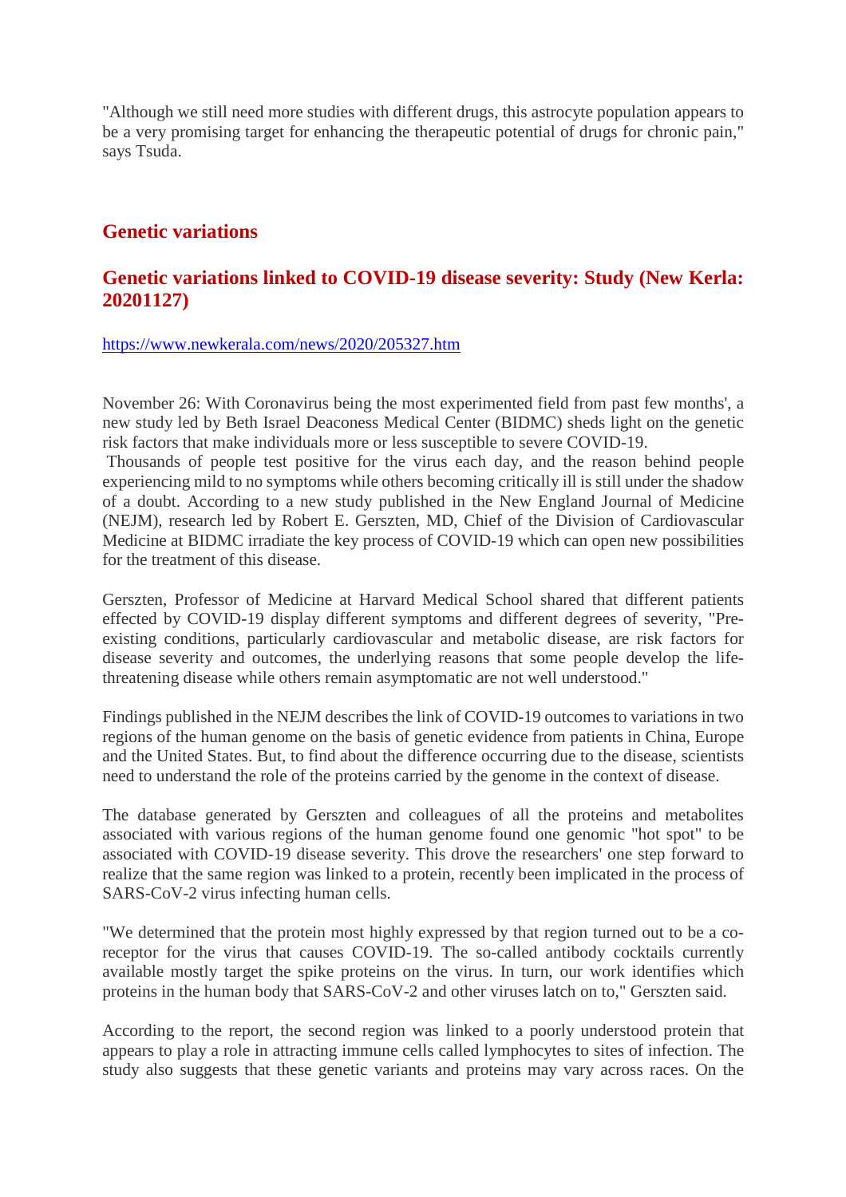"Although we still need more studies with different drugs, this astrocyte population appears to be a very promising target for enhancing the therapeutic potential of drugs for chronic pain," says Tsuda.

## Genetic variations

## Genetic variations linked to COVID-19 disease severity: Study (New Kerla: 20201127)

https://www.newkerala.com/news/2020/205327.htm

November 26: With Coronavirus being the most experimented field from past few months', a new study led by Beth Israel Deaconess Medical Center (BIDMC) sheds light on the genetic risk factors that make individuals more or less susceptible to severe COVID-19.

Thousands of people test positive for the virus each day, and the reason behind people experiencing mild to no symptoms while others becoming critically ill is still under the shadow of a doubt. According to a new study published in the New England Journal of Medicine (NEJM), research led by Robert E. Gerszten, MD, Chief of the Division of Cardiovascular Medicine at BIDMC irradiate the key process of COVID-19 which can open new possibilities for the treatment of this disease.

Gerszten, Professor of Medicine at Harvard Medical School shared that different patients effected by COVID-19 display different symptoms and different degrees of severity, "Pre-existing conditions, particularly cardiovascular and metabolic disease, are risk factors for disease severity and outcomes, the underlying reasons that some people develop the life-threatening disease while others remain asymptomatic are not well understood."

Findings published in the NEJM describes the link of COVID-19 outcomes to variations in two regions of the human genome on the basis of genetic evidence from patients in China, Europe and the United States. But, to find about the difference occurring due to the disease, scientists need to understand the role of the proteins carried by the genome in the context of disease.

The database generated by Gerszten and colleagues of all the proteins and metabolites associated with various regions of the human genome found one genomic "hot spot" to be associated with COVID-19 disease severity. This drove the researchers' one step forward to realize that the same region was linked to a protein, recently been implicated in the process of SARS-CoV-2 virus infecting human cells.

"We determined that the protein most highly expressed by that region turned out to be a co-receptor for the virus that causes COVID-19. The so-called antibody cocktails currently available mostly target the spike proteins on the virus. In turn, our work identifies which proteins in the human body that SARS-CoV-2 and other viruses latch on to," Gerszten said.

According to the report, the second region was linked to a poorly understood protein that appears to play a role in attracting immune cells called lymphocytes to sites of infection. The study also suggests that these genetic variants and proteins may vary across races. On the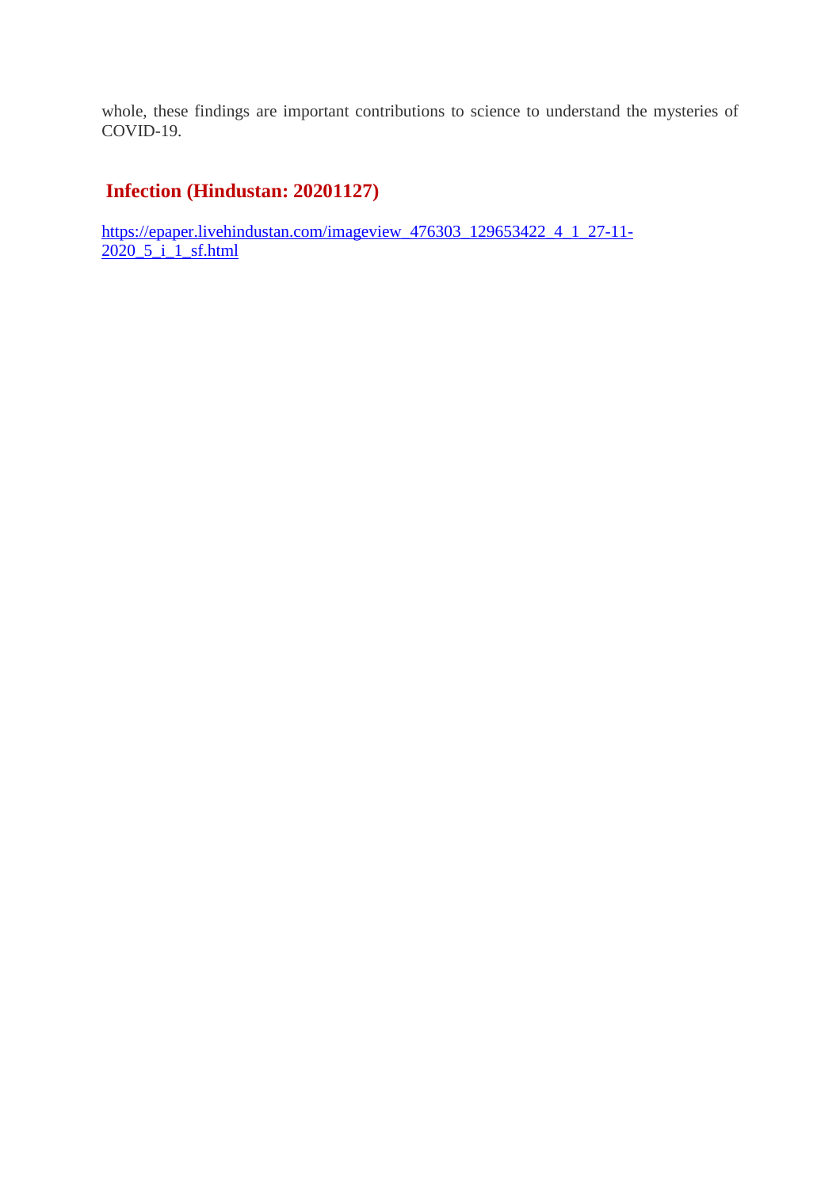whole, these findings are important contributions to science to understand the mysteries of COVID-19.

## Infection (Hindustan: 20201127)

https://epaper.livehindustan.com/imageview_476303_129653422_4_1_27-11-2020_5_i_1_sf.html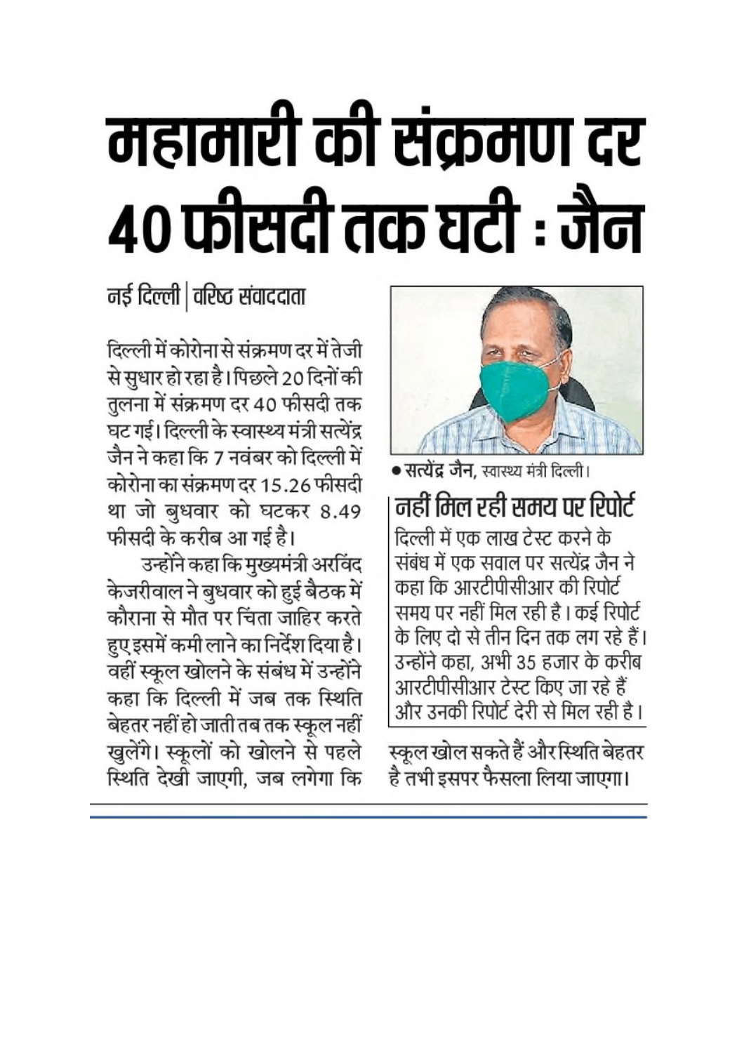# महामारी की संक्रमण दर 40 फीसदी तक घटी : जैन

नई दिल्ली | वरिष्ठ संवाददाता

दिल्ली में कोरोना से संक्रमण दर में तेजी से सुधार हो रहा है। पिछले 20 दिनों की तुलना में संक्रमण दर 40 फीसदी तक घट गई। दिल्ली के स्वास्थ्य मंत्री सत्येंद्र जैन ने कहा कि 7 नवंबर को दिल्ली में कोरोना का संक्रमण दर 15.26 फीसदी था जो बुधवार को घटकर 8.49 फीसदी के करीब आ गई है।

उन्होंने कहा कि मुख्यमंत्री अरविंद केजरीवाल ने बुधवार को हुई बैठक में कौराना से मौत पर चिंता जाहिर करते हुए इसमें कमी लाने का निर्देश दिया है। वहीं स्कूल खोलने के संबंध में उन्होंने कहा कि दिल्ली में जब तक स्थिति बेहतर नहीं हो जाती तब तक स्कूल नहीं खुलेंगे। स्कूलों को खोलने से पहले स्थिति देखी जाएगी, जब लगेगा कि स्कूल खोल सकते हैं और स्थिति बेहतर है तभी इसपर फैसला लिया जाएगा।

● **सत्येंद्र जैन**, स्वास्थ्य मंत्री दिल्ली।

## नहीं मिल रही समय पर रिपोर्ट

दिल्ली में एक लाख टेस्ट करने के संबंध में एक सवाल पर सत्येंद्र जैन ने कहा कि आरटीपीसीआर की रिपोर्ट समय पर नहीं मिल रही है। कई रिपोर्ट के लिए दो से तीन दिन तक लग रहे हैं। उन्होंने कहा, अभी 35 हजार के करीब आरटीपीसीआर टेस्ट किए जा रहे हैं और उनकी रिपोर्ट देरी से मिल रही है।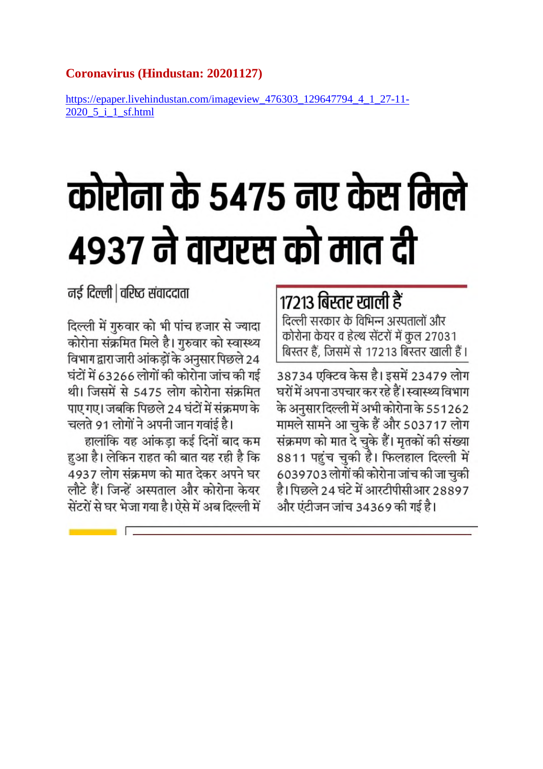**Coronavirus (Hindustan: 20201127)**

https://epaper.livehindustan.com/imageview_476303_129647794_4_1_27-11-2020_5_i_1_sf.html

# कोरोना के 5475 नए केस मिले 4937 ने वायरस को मात दी

नई दिल्ली | वरिष्ठ संवाददाता

दिल्ली में गुरुवार को भी पांच हजार से ज्यादा कोरोना संक्रमित मिले है। गुरुवार को स्वास्थ्य विभाग द्वारा जारी आंकड़ों के अनुसार पिछले 24 घंटों में 63266 लोगों की कोरोना जांच की गई थी। जिसमें से 5475 लोग कोरोना संक्रमित पाए गए। जबकि पिछले 24 घंटों में संक्रमण के चलते 91 लोगों ने अपनी जान गवांई है।

हालांकि यह आंकड़ा कई दिनों बाद कम हुआ है। लेकिन राहत की बात यह रही है कि 4937 लोग संक्रमण को मात देकर अपने घर लौटे हैं। जिन्हें अस्पताल और कोरोना केयर सेंटरों से घर भेजा गया है। ऐसे में अब दिल्ली में 38734 एक्टिव केस है। इसमें 23479 लोग घरों में अपना उपचार कर रहे हैं। स्वास्थ्य विभाग के अनुसार दिल्ली में अभी कोरोना के 551262 मामले सामने आ चुके हैं और 503717 लोग संक्रमण को मात दे चुके हैं। मृतकों की संख्या 8811 पहुंच चुकी है। फिलहाल दिल्ली में 6039703 लोगों की कोरोना जांच की जा चुकी है। पिछले 24 घंटे में आरटीपीसीआर 28897 और एंटीजन जांच 34369 की गई है।

## 17213 बिस्तर खाली हैं

दिल्ली सरकार के विभिन्न अस्पतालों और कोरोना केयर व हेल्थ सेंटरों में कुल 27031 बिस्तर हैं, जिसमें से 17213 बिस्तर खाली हैं।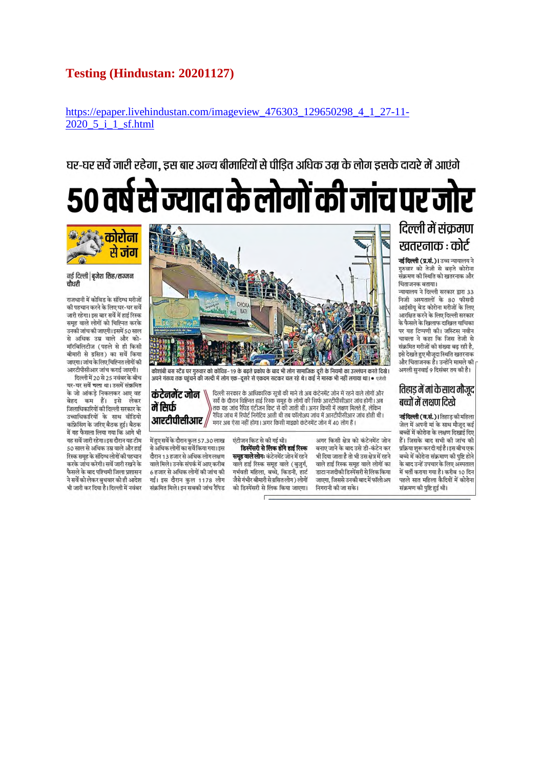## Testing (Hindustan: 20201127)

https://epaper.livehindustan.com/imageview_476303_129650298_4_1_27-11-2020_5_i_1_sf.html

घर-घर सर्वे जारी रहेगा, इस बार अन्य बीमारियों से पीड़ित अधिक उम्र के लोग इसके दायरे में आएंगे

# 50 वर्ष से ज्यादा के लोगों की जांच पर जोर

कोरोना से जंग

नई दिल्ली | बृजेश सिंह/सज्जन चौधरी

राजधानी में कोविड के संदिग्ध मरीजों की पहचान करने के लिए घर-घर सर्वे जारी रहेगा। इस बार सर्वे में हाई रिस्क समूह वाले लोगों को चिह्नित करके उनकी जांच की जाएगी। इसमें 50 साल से अधिक उम्र वाले और को-मॉरबिलिटीज (पहले से ही किसी बीमारी से ग्रसित) का सर्वे किया जाएगा। जांच के लिए चिह्नित लोगों की आरटीपीसीआर जांच कराई जाएगी।

दिल्ली में 20 से 25 नवंबर के बीच घर-घर सर्वे चला था। उसमें संक्रमित के जो आंकड़े निकलकर आए वह बेहद कम हैं। इसे लेकर जिलाधिकारियों की दिल्ली सरकार के उच्चाधिकारियों के साथ वीडियो कांफ्रेंसिंग के जरिए बैठक हुई। बैठक में यह फैसला लिया गया कि आगे भी यह सर्वे जारी रहेगा। इस दौरान यह टीम 50 साल से अधिक उम्र वाले और हाई रिस्क समूह के संदिग्ध लोगों की पहचान करके जांच करेगी। सर्वे जारी रखने के फैसले के बाद पश्चिमी जिला प्रशासन ने सर्वे को लेकर बुधवार को ही आदेश भी जारी कर दिया है। दिल्ली में नवंबर में हुए सर्वे के दौरान कुल 57.30 लाख से अधिक लोगों का सर्वे किया गया। इस दौरान 13 हजार से अधिक लोग लक्षण वाले मिले। उनके संपर्क में आए करीब 6 हजार से अधिक लोगों की जांच की गई। इस दौरान कुल 1178 लोग संक्रमित मिले। इन सबकी जांच रैपिड एंटीजन किट से की गई थी।

कौशांबी बस स्टैंड पर गुरुवार को कोविड-19 के बढ़ते प्रकोप के बाद भी लोग सामाजिक दूरी के नियमों का उल्लंघन करते दिखे। अपने गंतव्य तक पहुंचने की जल्दी में लोग एक-दूसरे से एकदम सटकर चल रहे थे। कई ने मास्क भी नहीं लगाया था। • एजेंसी

### कंटेनमेंट जोन में सिर्फ आरटीपीसीआर

दिल्ली सरकार के आधिकारिक सूत्रों की मानें तो अब कंटेनमेंट जोन में रहने वाले लोगों और सर्वे के दौरान चिह्नित हाई रिस्क समूह के लोगों की सिर्फ आरटीपीसीआर जांच होगी। अब तक यह जांच रैपिड एंटीजन किट से की जाती थी। अगर किसी में लक्षण मिलते हैं, लेकिन रैपिड जांच में रिपोर्ट निगेटिव आती थी तब फॉलोअप जांच में आरटीपीसीआर जांच होती थी। मगर अब ऐसा नहीं होगा। अगर किसी माइक्रो कंटेनमेंट जोन में 40 लोग हैं।

**डिस्पेंसरी से लिंक होंगे हाई रिस्क समूह वाले लोग:** कंटेनमेंट जोन में रहने वाले हाई रिस्क समूह वाले (बुजुर्ग, गर्भवती महिला, बच्चे, किडनी, हार्ट जैसे गंभीर बीमारी से ग्रसित लोग) लोगों को डिस्पेंसरी से लिंक किया जाएगा। अगर किसी क्षेत्र को कंटेनमेंट जोन बनाए जाने के बाद उसे डी-कंटेन कर भी दिया जाता है तो भी उस क्षेत्र में रहने वाले हाई रिस्क समूह वाले लोगों का डाटा नजदीकी डिस्पेंसरी से लिंक किया जाएगा, जिससे उनकी बाद में फॉलोअप निगरानी की जा सके।

## दिल्ली में संक्रमण खतरनाक : कोर्ट

**नई दिल्ली (प्र.सं.)।** उच्च न्यायालय ने गुरुवार को तेजी से बढ़ते कोरोना संक्रमण की स्थिति को खतरनाक और चिंताजनक बताया।

न्यायालय ने दिल्ली सरकार द्वारा 33 निजी अस्पतालों के 80 फीसदी आईसीयू बेड कोरोना मरीजों के लिए आरक्षित करने के लिए दिल्ली सरकार के फैसले के खिलाफ दाखिल याचिका पर यह टिप्पणी की। जस्टिस नवीन चावला ने कहा कि जिस तेजी से संक्रमित मरीजों की संख्या बढ़ रही है, इसे देखते हुए मौजूदा स्थिति खतरनाक और चिंताजनक है। उन्होंने मामले की अगली सुनवाई 9 दिसंबर तय की है।

## तिहाड़ में मां के साथ मौजूद बच्चों में लक्षण दिखे

**नई दिल्ली (व.सं.)।** तिहाड़ की महिला जेल में अपनी मां के साथ मौजूद कई बच्चों में कोरोना के लक्षण दिखाई दिए हैं। जिसके बाद सभी की जांच की प्रक्रिया शुरू कर दी गई है। इस बीच एक बच्चे में कोरोना संक्रमण की पुष्टि होने के बाद उन्हें उपचार के लिए अस्पताल में भर्ती कराया गया है। करीब 10 दिन पहले सात महिला कैदियों में कोरोना संक्रमण की पुष्टि हुई थी।